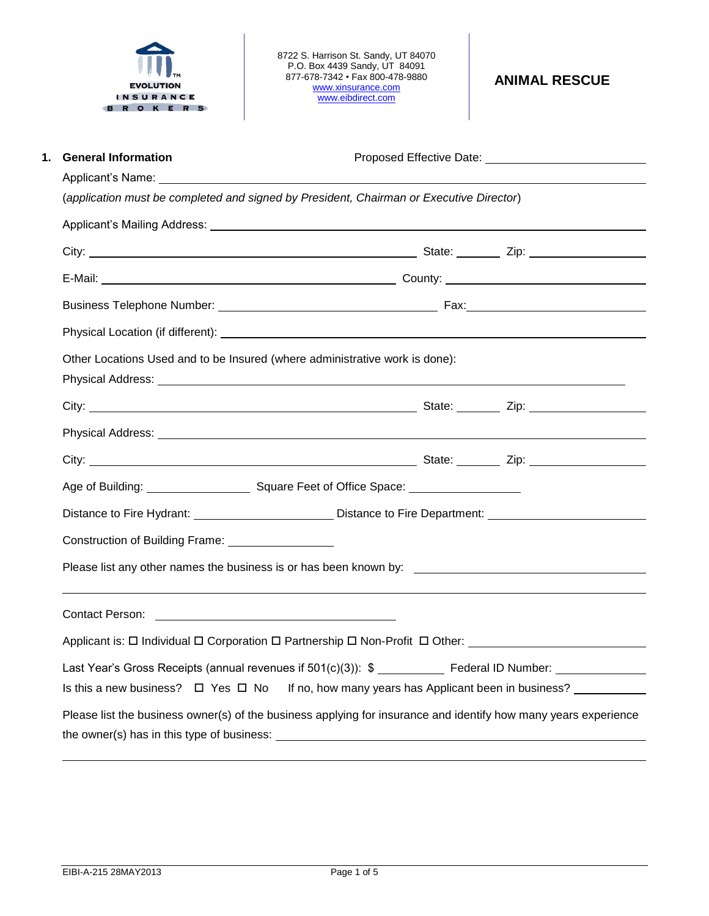EVOLUTION INSURANCE BROKERS

8722 S. Harrison St. Sandy, UT 84070
P.O. Box 4439 Sandy, UT 84091
877-678-7342 • Fax 800-478-9880
www.xinsurance.com
www.eibdirect.com

# ANIMAL RESCUE

**1. General Information**

Proposed Effective Date: ______________________

Applicant's Name: ______________________________________________

(*application must be completed and signed by President, Chairman or Executive Director*)

Applicant's Mailing Address: ______________________________________________

City: ______________________ State: ________ Zip: ______________

E-Mail: ______________________ County: ______________________

Business Telephone Number: ______________________ Fax: ______________________

Physical Location (if different): ______________________________________________

Other Locations Used and to be Insured (where administrative work is done):

Physical Address: ______________________________________________

City: ______________________ State: ________ Zip: ______________

Physical Address: ______________________________________________

City: ______________________ State: ________ Zip: ______________

Age of Building: ______________ Square Feet of Office Space: ______________

Distance to Fire Hydrant: ______________ Distance to Fire Department: ______________

Construction of Building Frame: ______________

Please list any other names the business is or has been known by: ______________________________________________

Contact Person: ______________________

Applicant is: ☐ Individual ☐ Corporation ☐ Partnership ☐ Non-Profit ☐ Other: ______________

Last Year's Gross Receipts (annual revenues if 501(c)(3)): $ __________ Federal ID Number: ______________

Is this a new business? ☐ Yes ☐ No If no, how many years has Applicant been in business? __________

Please list the business owner(s) of the business applying for insurance and identify how many years experience the owner(s) has in this type of business: ______________________________________________

EIBI-A-215 28MAY2013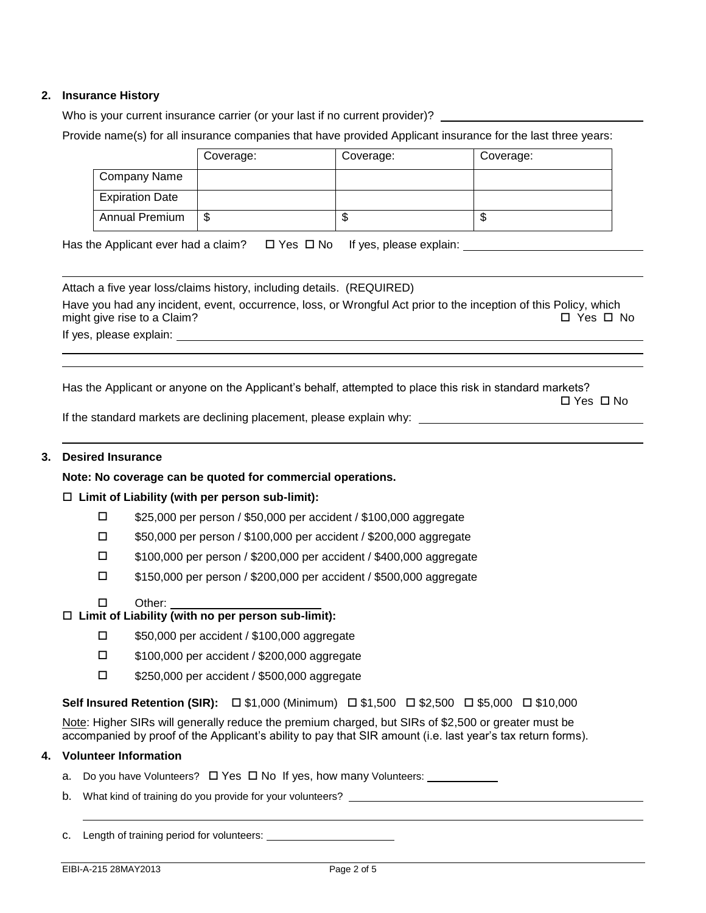## 2. Insurance History

Who is your current insurance carrier (or your last if no current provider)? ______________________________

Provide name(s) for all insurance companies that have provided Applicant insurance for the last three years:

| | Coverage: | Coverage: | Coverage: |
|---|---|---|---|
| Company Name | | | |
| Expiration Date | | | |
| Annual Premium | $ | $ | $ |

Has the Applicant ever had a claim? ☐ Yes ☐ No If yes, please explain: ______________________________

Attach a five year loss/claims history, including details. (REQUIRED)

Have you had any incident, event, occurrence, loss, or Wrongful Act prior to the inception of this Policy, which might give rise to a Claim? ☐ Yes ☐ No

If yes, please explain: ______________________________

Has the Applicant or anyone on the Applicant's behalf, attempted to place this risk in standard markets? ☐ Yes ☐ No

If the standard markets are declining placement, please explain why: ______________________________

## 3. Desired Insurance

**Note: No coverage can be quoted for commercial operations.**

☐ **Limit of Liability (with per person sub-limit):**

- ☐ $25,000 per person / $50,000 per accident / $100,000 aggregate
- ☐ $50,000 per person / $100,000 per accident / $200,000 aggregate
- ☐ $100,000 per person / $200,000 per accident / $400,000 aggregate
- ☐ $150,000 per person / $200,000 per accident / $500,000 aggregate
- ☐ Other: ______________________

☐ **Limit of Liability (with no per person sub-limit):**

- ☐ $50,000 per accident / $100,000 aggregate
- ☐ $100,000 per accident / $200,000 aggregate
- ☐ $250,000 per accident / $500,000 aggregate

**Self Insured Retention (SIR):** ☐ $1,000 (Minimum) ☐ $1,500 ☐ $2,500 ☐ $5,000 ☐ $10,000

Note: Higher SIRs will generally reduce the premium charged, but SIRs of $2,500 or greater must be accompanied by proof of the Applicant's ability to pay that SIR amount (i.e. last year's tax return forms).

## 4. Volunteer Information

a. Do you have Volunteers? ☐ Yes ☐ No If yes, how many Volunteers: ___________

b. What kind of training do you provide for your volunteers? ______________________________

c. Length of training period for volunteers: ______________________

EIBI-A-215 28MAY2013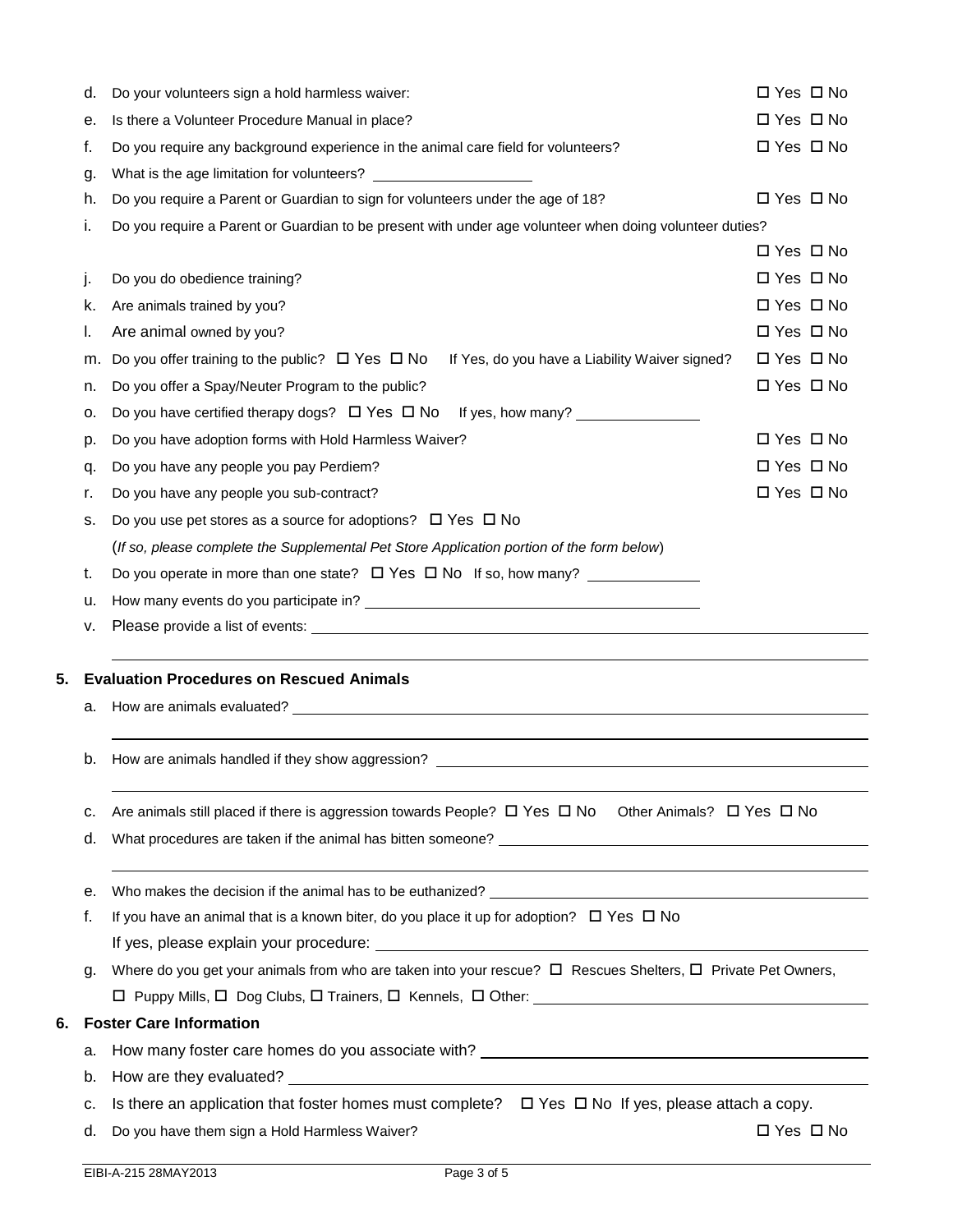d. Do your volunteers sign a hold harmless waiver: ☐ Yes ☐ No

e. Is there a Volunteer Procedure Manual in place? ☐ Yes ☐ No

f. Do you require any background experience in the animal care field for volunteers? ☐ Yes ☐ No

g. What is the age limitation for volunteers? ____________________

h. Do you require a Parent or Guardian to sign for volunteers under the age of 18? ☐ Yes ☐ No

i. Do you require a Parent or Guardian to be present with under age volunteer when doing volunteer duties? ☐ Yes ☐ No

j. Do you do obedience training? ☐ Yes ☐ No

k. Are animals trained by you? ☐ Yes ☐ No

l. Are animal owned by you? ☐ Yes ☐ No

m. Do you offer training to the public? ☐ Yes ☐ No If Yes, do you have a Liability Waiver signed? ☐ Yes ☐ No

n. Do you offer a Spay/Neuter Program to the public? ☐ Yes ☐ No

o. Do you have certified therapy dogs? ☐ Yes ☐ No If yes, how many? ________________

p. Do you have adoption forms with Hold Harmless Waiver? ☐ Yes ☐ No

q. Do you have any people you pay Perdiem? ☐ Yes ☐ No

r. Do you have any people you sub-contract? ☐ Yes ☐ No

s. Do you use pet stores as a source for adoptions? ☐ Yes ☐ No

(*If so, please complete the Supplemental Pet Store Application portion of the form below*)

t. Do you operate in more than one state? ☐ Yes ☐ No If so, how many? ______________

u. How many events do you participate in? ____________________________________________

v. Please provide a list of events: ____________________________________________

## 5. Evaluation Procedures on Rescued Animals

a. How are animals evaluated? ____________________________________________

b. How are animals handled if they show aggression? ____________________________________________

c. Are animals still placed if there is aggression towards People? ☐ Yes ☐ No Other Animals? ☐ Yes ☐ No

d. What procedures are taken if the animal has bitten someone? ____________________________________________

e. Who makes the decision if the animal has to be euthanized? ____________________________________________

f. If you have an animal that is a known biter, do you place it up for adoption? ☐ Yes ☐ No

If yes, please explain your procedure: ____________________________________________

g. Where do you get your animals from who are taken into your rescue? ☐ Rescues Shelters, ☐ Private Pet Owners, ☐ Puppy Mills, ☐ Dog Clubs, ☐ Trainers, ☐ Kennels, ☐ Other: ____________________

## 6. Foster Care Information

a. How many foster care homes do you associate with? ____________________________________________

b. How are they evaluated? ____________________________________________

c. Is there an application that foster homes must complete? ☐ Yes ☐ No If yes, please attach a copy.

d. Do you have them sign a Hold Harmless Waiver? ☐ Yes ☐ No

EIBI-A-215 28MAY2013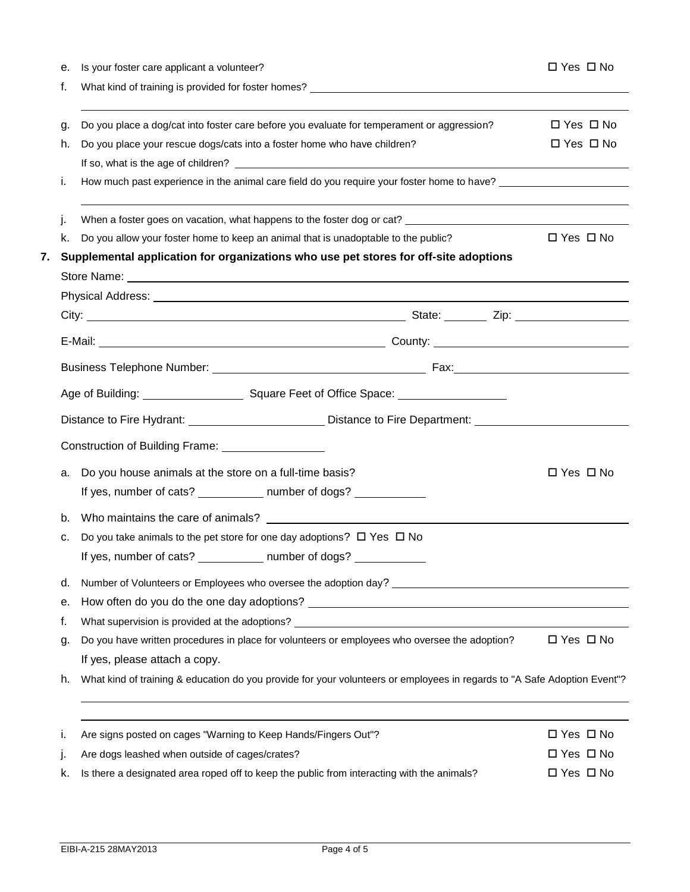e. Is your foster care applicant a volunteer? ☐ Yes ☐ No

f. What kind of training is provided for foster homes? ______________________________

______________________________

g. Do you place a dog/cat into foster care before you evaluate for temperament or aggression? ☐ Yes ☐ No

h. Do you place your rescue dogs/cats into a foster home who have children? ☐ Yes ☐ No

If so, what is the age of children? ______________________________

i. How much past experience in the animal care field do you require your foster home to have? ______________________________

______________________________

j. When a foster goes on vacation, what happens to the foster dog or cat? ______________________________

k. Do you allow your foster home to keep an animal that is unadoptable to the public? ☐ Yes ☐ No

**7. Supplemental application for organizations who use pet stores for off-site adoptions**

Store Name: ______________________________

Physical Address: ______________________________

City: ______________________________ State: ________ Zip: ______________

E-Mail: ______________________________ County: ______________________________

Business Telephone Number: ______________________________ Fax: ______________________________

Age of Building: ______________ Square Feet of Office Space: ______________

Distance to Fire Hydrant: ______________ Distance to Fire Department: ______________

Construction of Building Frame: ______________

a. Do you house animals at the store on a full-time basis? ☐ Yes ☐ No

If yes, number of cats? __________ number of dogs? __________

b. Who maintains the care of animals? ______________________________

c. Do you take animals to the pet store for one day adoptions? ☐ Yes ☐ No

If yes, number of cats? __________ number of dogs? __________

d. Number of Volunteers or Employees who oversee the adoption day? ______________________________

e. How often do you do the one day adoptions? ______________________________

f. What supervision is provided at the adoptions? ______________________________

g. Do you have written procedures in place for volunteers or employees who oversee the adoption? ☐ Yes ☐ No

If yes, please attach a copy.

h. What kind of training & education do you provide for your volunteers or employees in regards to "A Safe Adoption Event"?

______________________________

______________________________

i. Are signs posted on cages "Warning to Keep Hands/Fingers Out"? ☐ Yes ☐ No

j. Are dogs leashed when outside of cages/crates? ☐ Yes ☐ No

k. Is there a designated area roped off to keep the public from interacting with the animals? ☐ Yes ☐ No

EIBI-A-215 28MAY2013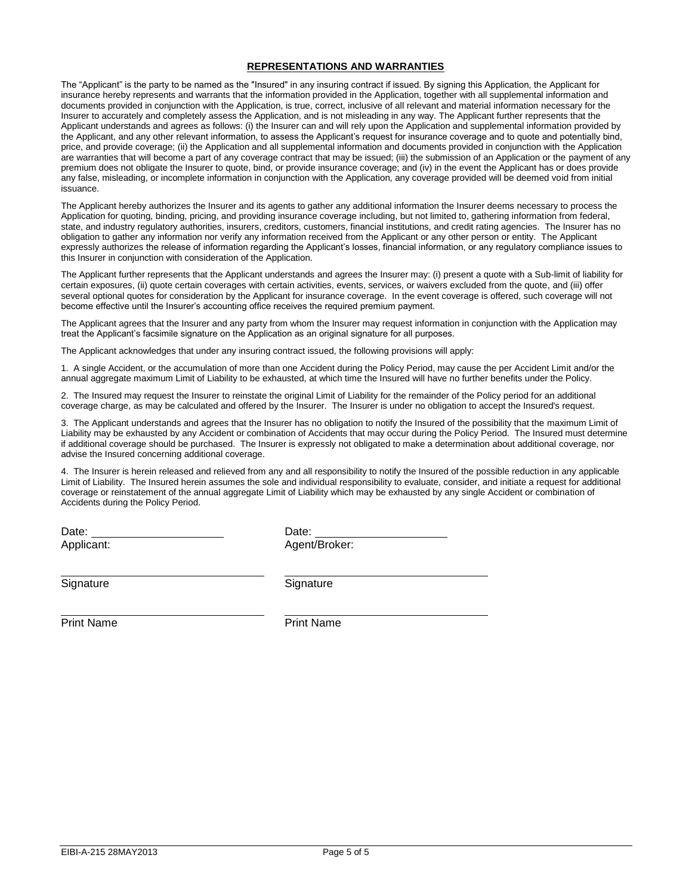## REPRESENTATIONS AND WARRANTIES

The "Applicant" is the party to be named as the "Insured" in any insuring contract if issued. By signing this Application, the Applicant for insurance hereby represents and warrants that the information provided in the Application, together with all supplemental information and documents provided in conjunction with the Application, is true, correct, inclusive of all relevant and material information necessary for the Insurer to accurately and completely assess the Application, and is not misleading in any way. The Applicant further represents that the Applicant understands and agrees as follows: (i) the Insurer can and will rely upon the Application and supplemental information provided by the Applicant, and any other relevant information, to assess the Applicant's request for insurance coverage and to quote and potentially bind, price, and provide coverage; (ii) the Application and all supplemental information and documents provided in conjunction with the Application are warranties that will become a part of any coverage contract that may be issued; (iii) the submission of an Application or the payment of any premium does not obligate the Insurer to quote, bind, or provide insurance coverage; and (iv) in the event the Applicant has or does provide any false, misleading, or incomplete information in conjunction with the Application, any coverage provided will be deemed void from initial issuance.

The Applicant hereby authorizes the Insurer and its agents to gather any additional information the Insurer deems necessary to process the Application for quoting, binding, pricing, and providing insurance coverage including, but not limited to, gathering information from federal, state, and industry regulatory authorities, insurers, creditors, customers, financial institutions, and credit rating agencies. The Insurer has no obligation to gather any information nor verify any information received from the Applicant or any other person or entity. The Applicant expressly authorizes the release of information regarding the Applicant's losses, financial information, or any regulatory compliance issues to this Insurer in conjunction with consideration of the Application.

The Applicant further represents that the Applicant understands and agrees the Insurer may: (i) present a quote with a Sub-limit of liability for certain exposures, (ii) quote certain coverages with certain activities, events, services, or waivers excluded from the quote, and (iii) offer several optional quotes for consideration by the Applicant for insurance coverage. In the event coverage is offered, such coverage will not become effective until the Insurer's accounting office receives the required premium payment.

The Applicant agrees that the Insurer and any party from whom the Insurer may request information in conjunction with the Application may treat the Applicant's facsimile signature on the Application as an original signature for all purposes.

The Applicant acknowledges that under any insuring contract issued, the following provisions will apply:

1. A single Accident, or the accumulation of more than one Accident during the Policy Period, may cause the per Accident Limit and/or the annual aggregate maximum Limit of Liability to be exhausted, at which time the Insured will have no further benefits under the Policy.

2. The Insured may request the Insurer to reinstate the original Limit of Liability for the remainder of the Policy period for an additional coverage charge, as may be calculated and offered by the Insurer. The Insurer is under no obligation to accept the Insured's request.

3. The Applicant understands and agrees that the Insurer has no obligation to notify the Insured of the possibility that the maximum Limit of Liability may be exhausted by any Accident or combination of Accidents that may occur during the Policy Period. The Insured must determine if additional coverage should be purchased. The Insurer is expressly not obligated to make a determination about additional coverage, nor advise the Insured concerning additional coverage.

4. The Insurer is herein released and relieved from any and all responsibility to notify the Insured of the possible reduction in any applicable Limit of Liability. The Insured herein assumes the sole and individual responsibility to evaluate, consider, and initiate a request for additional coverage or reinstatement of the annual aggregate Limit of Liability which may be exhausted by any single Accident or combination of Accidents during the Policy Period.

Date: ____________________
Applicant:

____________________________
Signature

____________________________
Print Name

Date: ____________________
Agent/Broker:

____________________________
Signature

____________________________
Print Name

EIBI-A-215 28MAY2013